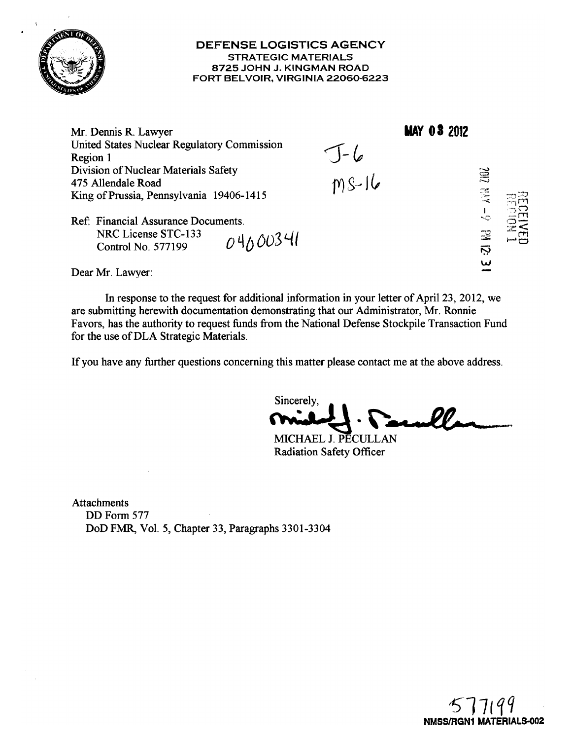**DEFENSE LOGISTICS AGENCY**
**STRATEGIC MATERIALS**
**8725 JOHN J. KINGMAN ROAD**
**FORT BELVOIR, VIRGINIA 22060-6223**

**MAY 03 2012**

J-6
MS-16

RECEIVED REGION 1
2012 MAY -9 PM 12: 31

Mr. Dennis R. Lawyer
United States Nuclear Regulatory Commission
Region 1
Division of Nuclear Materials Safety
475 Allendale Road
King of Prussia, Pennsylvania 19406-1415

Ref: Financial Assurance Documents.
NRC License STC-133
Control No. 577199 04600341

Dear Mr. Lawyer:

In response to the request for additional information in your letter of April 23, 2012, we are submitting herewith documentation demonstrating that our Administrator, Mr. Ronnie Favors, has the authority to request funds from the National Defense Stockpile Transaction Fund for the use of DLA Strategic Materials.

If you have any further questions concerning this matter please contact me at the above address.

Sincerely,

MICHAEL J. PECULLAN
Radiation Safety Officer

Attachments
DD Form 577
DoD FMR, Vol. 5, Chapter 33, Paragraphs 3301-3304

577199
NMSS/RGN1 MATERIALS-002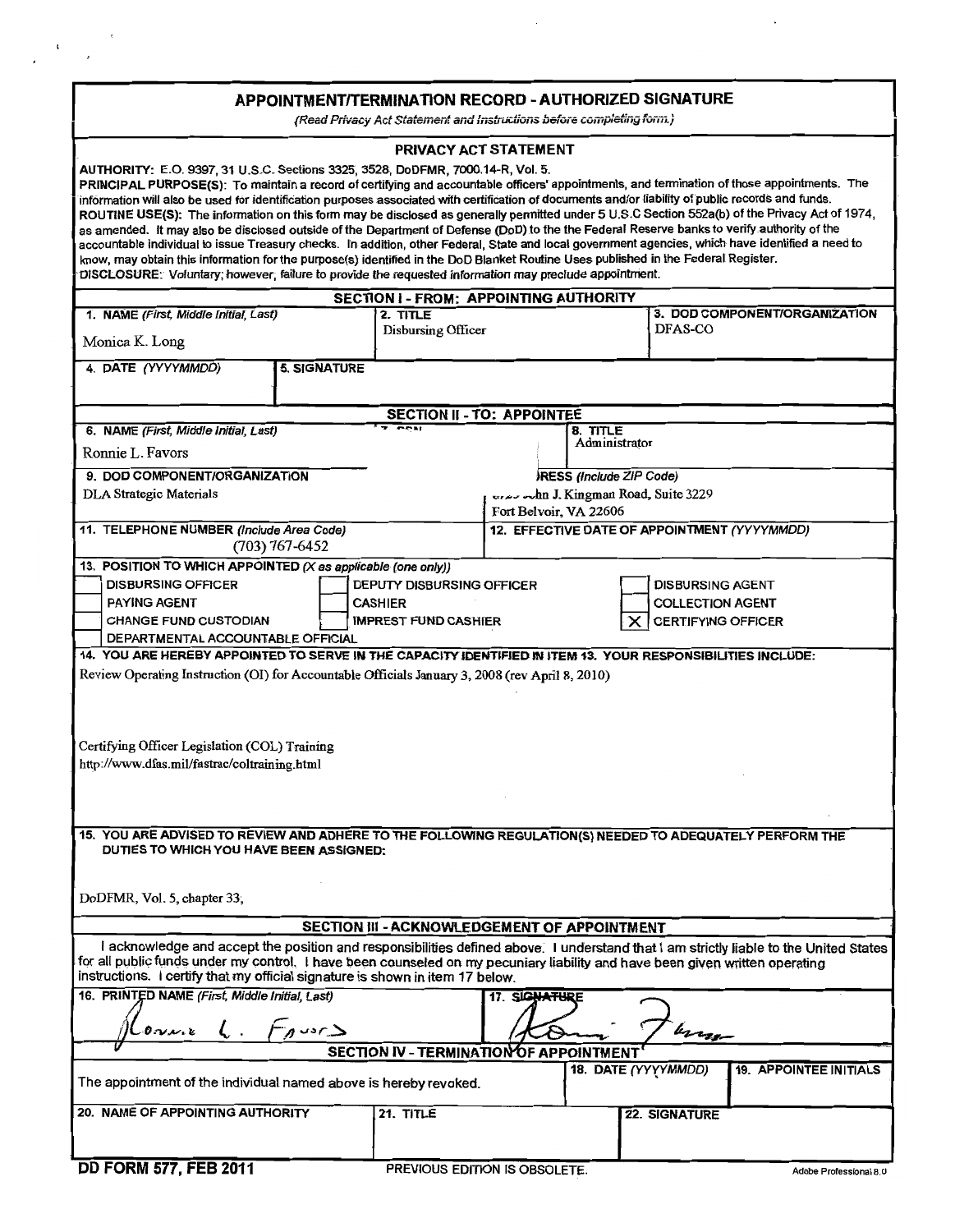# APPOINTMENT/TERMINATION RECORD - AUTHORIZED SIGNATURE

*(Read Privacy Act Statement and Instructions before completing form.)*

## PRIVACY ACT STATEMENT

**AUTHORITY:** E.O. 9397, 31 U.S.C. Sections 3325, 3528, DoDFMR, 7000.14-R, Vol. 5.

**PRINCIPAL PURPOSE(S):** To maintain a record of certifying and accountable officers' appointments, and termination of those appointments. The information will also be used for identification purposes associated with certification of documents and/or liability of public records and funds.

**ROUTINE USE(S):** The information on this form may be disclosed as generally permitted under 5 U.S.C Section 552a(b) of the Privacy Act of 1974, as amended. It may also be disclosed outside of the Department of Defense (DoD) to the the Federal Reserve banks to verify authority of the accountable individual to issue Treasury checks. In addition, other Federal, State and local government agencies, which have identified a need to know, may obtain this information for the purpose(s) identified in the DoD Blanket Routine Uses published in the Federal Register.

**DISCLOSURE:** Voluntary; however, failure to provide the requested information may preclude appointment.

## SECTION I - FROM: APPOINTING AUTHORITY

| 1. NAME *(First, Middle Initial, Last)* | 2. TITLE | 3. DOD COMPONENT/ORGANIZATION |
| --- | --- | --- |
| Monica K. Long | Disbursing Officer | DFAS-CO |

| 4. DATE *(YYYYMMDD)* | 5. SIGNATURE |
| --- | --- |
| | |

## SECTION II - TO: APPOINTEE

| 6. NAME *(First, Middle Initial, Last)* | 7. SSN | 8. TITLE |
| --- | --- | --- |
| Ronnie L. Favors | | Administrator |

| 9. DOD COMPONENT/ORGANIZATION | 10. ADDRESS *(Include ZIP Code)* |
| --- | --- |
| DLA Strategic Materials | 8725 John J. Kingman Road, Suite 3229 Fort Belvoir, VA 22606 |

| 11. TELEPHONE NUMBER *(Include Area Code)* | 12. EFFECTIVE DATE OF APPOINTMENT *(YYYYMMDD)* |
| --- | --- |
| (703) 767-6452 | |

**13. POSITION TO WHICH APPOINTED** *(X as applicable (one only))*

- [ ] DISBURSING OFFICER
- [ ] DEPUTY DISBURSING OFFICER
- [ ] DISBURSING AGENT
- [ ] PAYING AGENT
- [ ] CASHIER
- [ ] COLLECTION AGENT
- [ ] CHANGE FUND CUSTODIAN
- [ ] IMPREST FUND CASHIER
- [X] CERTIFYING OFFICER
- [ ] DEPARTMENTAL ACCOUNTABLE OFFICIAL

**14. YOU ARE HEREBY APPOINTED TO SERVE IN THE CAPACITY IDENTIFIED IN ITEM 13. YOUR RESPONSIBILITIES INCLUDE:**

Review Operating Instruction (OI) for Accountable Officials January 3, 2008 (rev April 8, 2010)

Certifying Officer Legislation (COL) Training
http://www.dfas.mil/fastrac/coltraining.html

**15. YOU ARE ADVISED TO REVIEW AND ADHERE TO THE FOLLOWING REGULATION(S) NEEDED TO ADEQUATELY PERFORM THE DUTIES TO WHICH YOU HAVE BEEN ASSIGNED:**

DoDFMR, Vol. 5, chapter 33,

## SECTION III - ACKNOWLEDGEMENT OF APPOINTMENT

I acknowledge and accept the position and responsibilities defined above. I understand that I am strictly liable to the United States for all public funds under my control. I have been counseled on my pecuniary liability and have been given written operating instructions. I certify that my official signature is shown in item 17 below.

| 16. PRINTED NAME *(First, Middle Initial, Last)* | 17. SIGNATURE |
| --- | --- |
| Ronnie L. Favors | *(signature)* |

## SECTION IV - TERMINATION OF APPOINTMENT

| | 18. DATE *(YYYYMMDD)* | 19. APPOINTEE INITIALS |
| --- | --- | --- |
| The appointment of the individual named above is hereby revoked. | | |

| 20. NAME OF APPOINTING AUTHORITY | 21. TITLE | 22. SIGNATURE |
| --- | --- | --- |
| | | |

**DD FORM 577, FEB 2011** PREVIOUS EDITION IS OBSOLETE.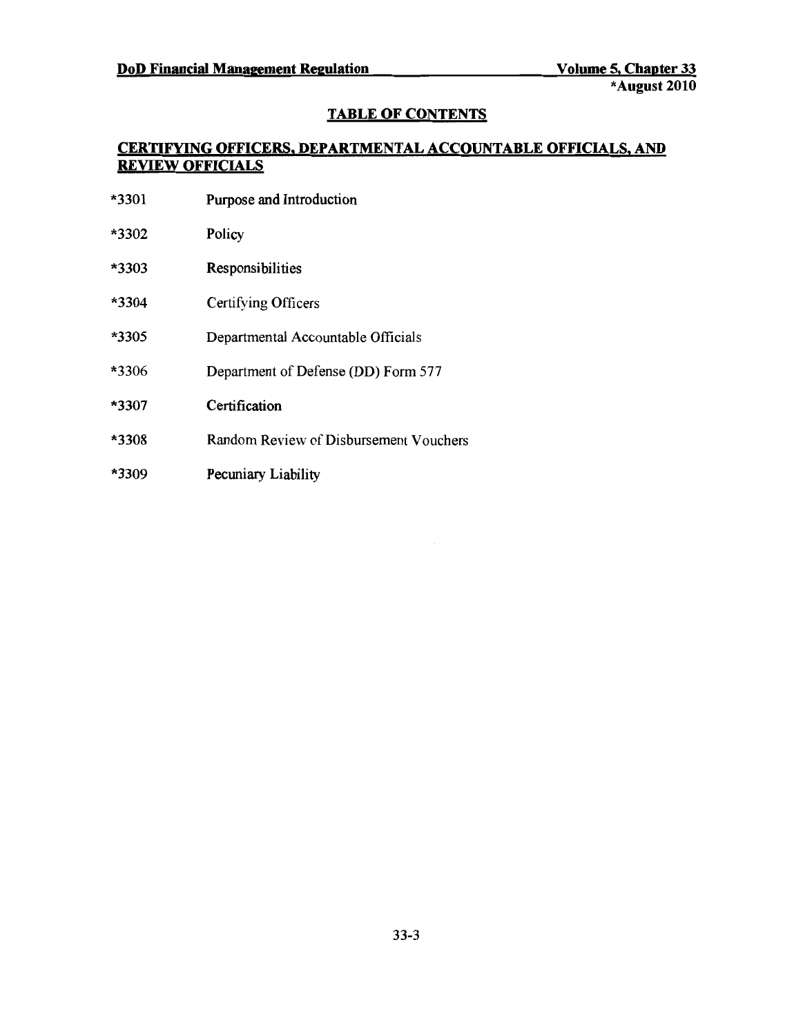## TABLE OF CONTENTS

## CERTIFYING OFFICERS, DEPARTMENTAL ACCOUNTABLE OFFICIALS, AND REVIEW OFFICIALS

*3301 Purpose and Introduction

*3302 Policy

*3303 Responsibilities

*3304 Certifying Officers

*3305 Departmental Accountable Officials

*3306 Department of Defense (DD) Form 577

*3307 Certification

*3308 Random Review of Disbursement Vouchers

*3309 Pecuniary Liability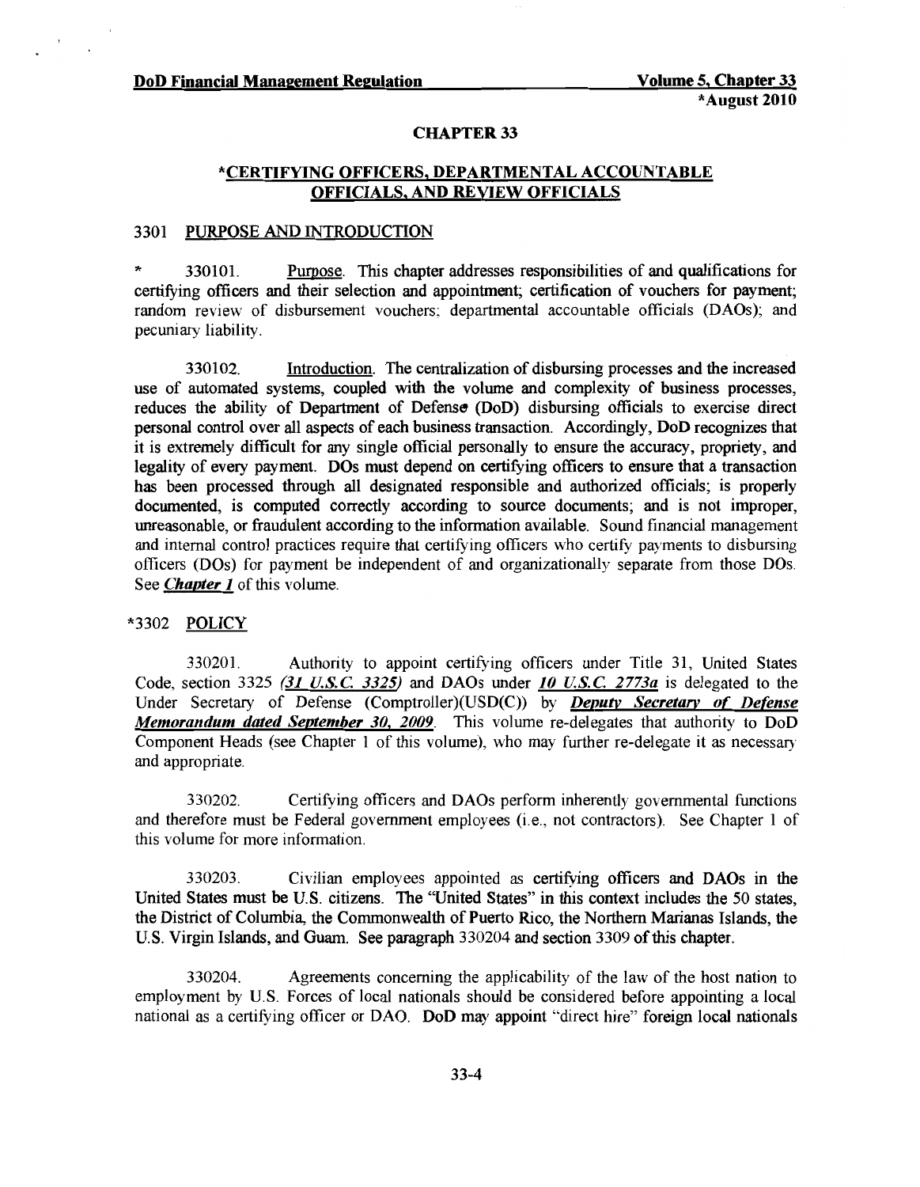## CHAPTER 33

## *CERTIFYING OFFICERS, DEPARTMENTAL ACCOUNTABLE OFFICIALS, AND REVIEW OFFICIALS

### 3301 PURPOSE AND INTRODUCTION

\* 330101. Purpose. This chapter addresses responsibilities of and qualifications for certifying officers and their selection and appointment; certification of vouchers for payment; random review of disbursement vouchers; departmental accountable officials (DAOs); and pecuniary liability.

330102. Introduction. The centralization of disbursing processes and the increased use of automated systems, coupled with the volume and complexity of business processes, reduces the ability of Department of Defense (DoD) disbursing officials to exercise direct personal control over all aspects of each business transaction. Accordingly, DoD recognizes that it is extremely difficult for any single official personally to ensure the accuracy, propriety, and legality of every payment. DOs must depend on certifying officers to ensure that a transaction has been processed through all designated responsible and authorized officials; is properly documented, is computed correctly according to source documents; and is not improper, unreasonable, or fraudulent according to the information available. Sound financial management and internal control practices require that certifying officers who certify payments to disbursing officers (DOs) for payment be independent of and organizationally separate from those DOs. See ***Chapter 1*** of this volume.

### *3302 POLICY

330201. Authority to appoint certifying officers under Title 31, United States Code, section 3325 ***(31 U.S.C. 3325)*** and DAOs under ***10 U.S.C. 2773a*** is delegated to the Under Secretary of Defense (Comptroller)(USD(C)) by ***Deputy Secretary of Defense Memorandum dated September 30, 2009***. This volume re-delegates that authority to DoD Component Heads (see Chapter 1 of this volume), who may further re-delegate it as necessary and appropriate.

330202. Certifying officers and DAOs perform inherently governmental functions and therefore must be Federal government employees (i.e., not contractors). See Chapter 1 of this volume for more information.

330203. Civilian employees appointed as certifying officers and DAOs in the United States must be U.S. citizens. The "United States" in this context includes the 50 states, the District of Columbia, the Commonwealth of Puerto Rico, the Northern Marianas Islands, the U.S. Virgin Islands, and Guam. See paragraph 330204 and section 3309 of this chapter.

330204. Agreements concerning the applicability of the law of the host nation to employment by U.S. Forces of local nationals should be considered before appointing a local national as a certifying officer or DAO. DoD may appoint "direct hire" foreign local nationals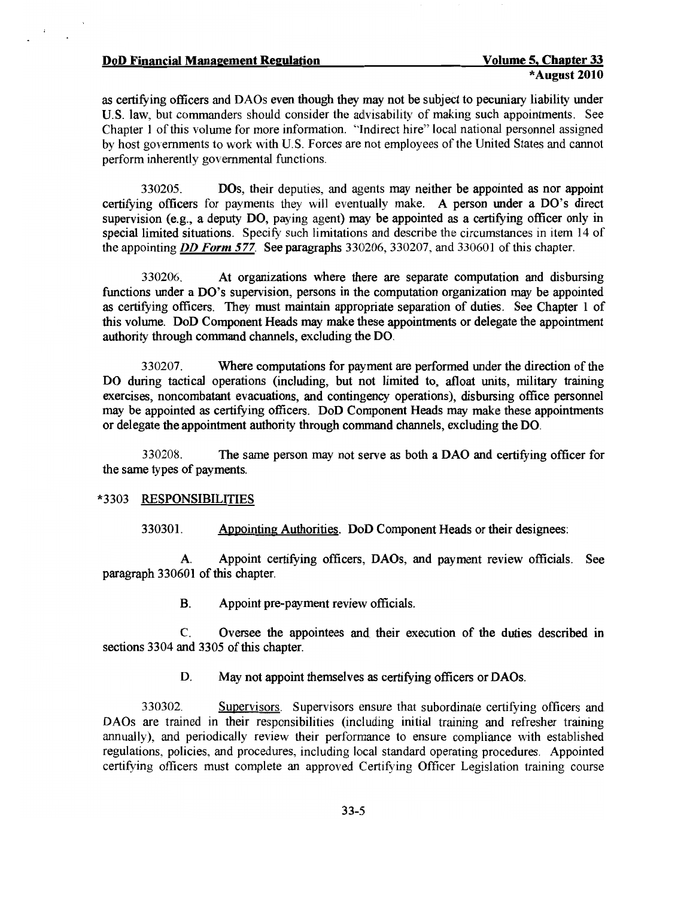as certifying officers and DAOs even though they may not be subject to pecuniary liability under U.S. law, but commanders should consider the advisability of making such appointments. See Chapter 1 of this volume for more information. "Indirect hire" local national personnel assigned by host governments to work with U.S. Forces are not employees of the United States and cannot perform inherently governmental functions.

330205. DOs, their deputies, and agents may neither be appointed as nor appoint certifying officers for payments they will eventually make. A person under a DO's direct supervision (e.g., a deputy DO, paying agent) may be appointed as a certifying officer only in special limited situations. Specify such limitations and describe the circumstances in item 14 of the appointing ***DD Form 577***. See paragraphs 330206, 330207, and 330601 of this chapter.

330206. At organizations where there are separate computation and disbursing functions under a DO's supervision, persons in the computation organization may be appointed as certifying officers. They must maintain appropriate separation of duties. See Chapter 1 of this volume. DoD Component Heads may make these appointments or delegate the appointment authority through command channels, excluding the DO.

330207. Where computations for payment are performed under the direction of the DO during tactical operations (including, but not limited to, afloat units, military training exercises, noncombatant evacuations, and contingency operations), disbursing office personnel may be appointed as certifying officers. DoD Component Heads may make these appointments or delegate the appointment authority through command channels, excluding the DO.

330208. The same person may not serve as both a DAO and certifying officer for the same types of payments.

## *3303 RESPONSIBILITIES

330301. Appointing Authorities. DoD Component Heads or their designees:

A. Appoint certifying officers, DAOs, and payment review officials. See paragraph 330601 of this chapter.

B. Appoint pre-payment review officials.

C. Oversee the appointees and their execution of the duties described in sections 3304 and 3305 of this chapter.

D. May not appoint themselves as certifying officers or DAOs.

330302. Supervisors. Supervisors ensure that subordinate certifying officers and DAOs are trained in their responsibilities (including initial training and refresher training annually), and periodically review their performance to ensure compliance with established regulations, policies, and procedures, including local standard operating procedures. Appointed certifying officers must complete an approved Certifying Officer Legislation training course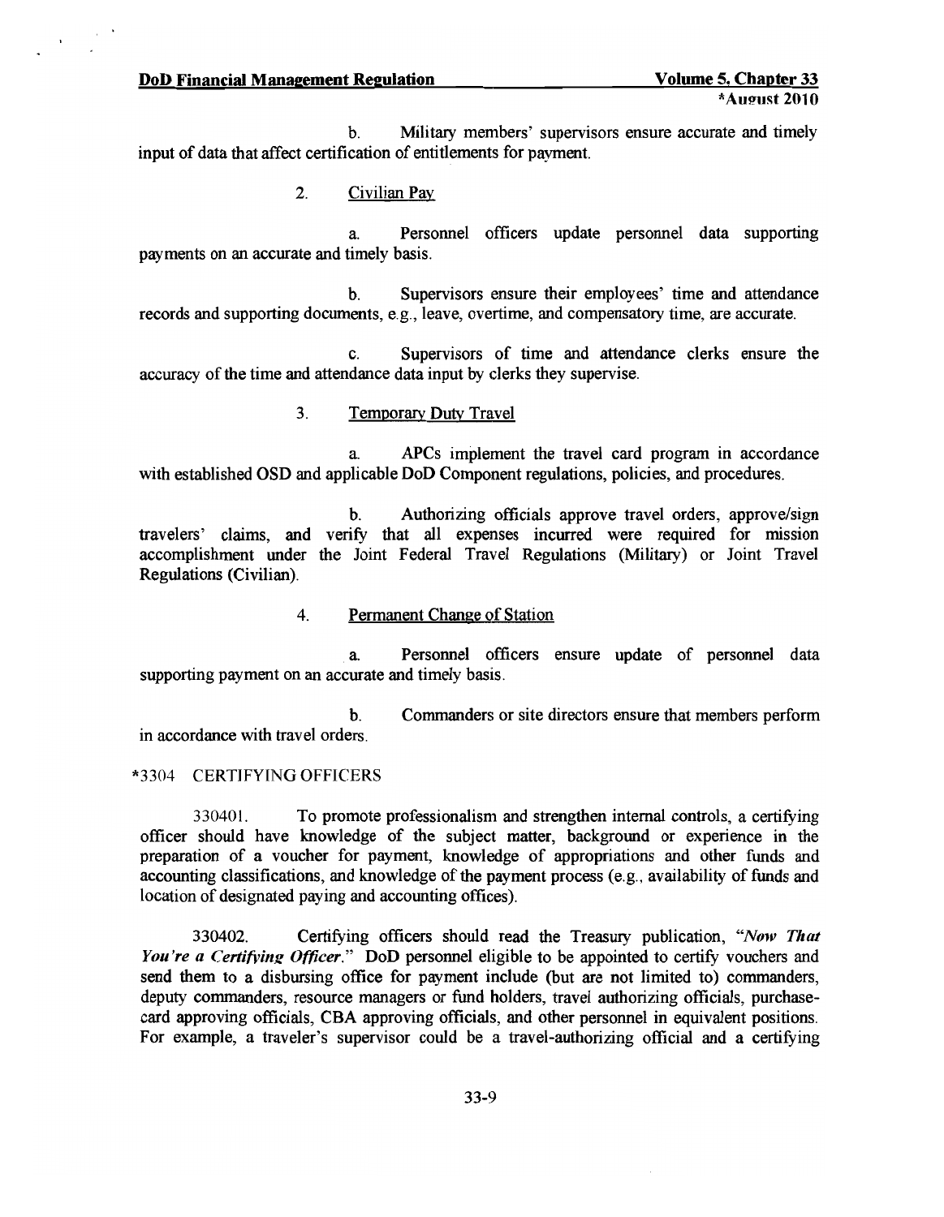b. Military members' supervisors ensure accurate and timely input of data that affect certification of entitlements for payment.

2. Civilian Pay

a. Personnel officers update personnel data supporting payments on an accurate and timely basis.

b. Supervisors ensure their employees' time and attendance records and supporting documents, e.g., leave, overtime, and compensatory time, are accurate.

c. Supervisors of time and attendance clerks ensure the accuracy of the time and attendance data input by clerks they supervise.

3. Temporary Duty Travel

a. APCs implement the travel card program in accordance with established OSD and applicable DoD Component regulations, policies, and procedures.

b. Authorizing officials approve travel orders, approve/sign travelers' claims, and verify that all expenses incurred were required for mission accomplishment under the Joint Federal Travel Regulations (Military) or Joint Travel Regulations (Civilian).

4. Permanent Change of Station

a. Personnel officers ensure update of personnel data supporting payment on an accurate and timely basis.

b. Commanders or site directors ensure that members perform in accordance with travel orders.

## *3304 CERTIFYING OFFICERS

330401. To promote professionalism and strengthen internal controls, a certifying officer should have knowledge of the subject matter, background or experience in the preparation of a voucher for payment, knowledge of appropriations and other funds and accounting classifications, and knowledge of the payment process (e.g., availability of funds and location of designated paying and accounting offices).

330402. Certifying officers should read the Treasury publication, *"Now That You're a Certifying Officer."* DoD personnel eligible to be appointed to certify vouchers and send them to a disbursing office for payment include (but are not limited to) commanders, deputy commanders, resource managers or fund holders, travel authorizing officials, purchase-card approving officials, CBA approving officials, and other personnel in equivalent positions. For example, a traveler's supervisor could be a travel-authorizing official and a certifying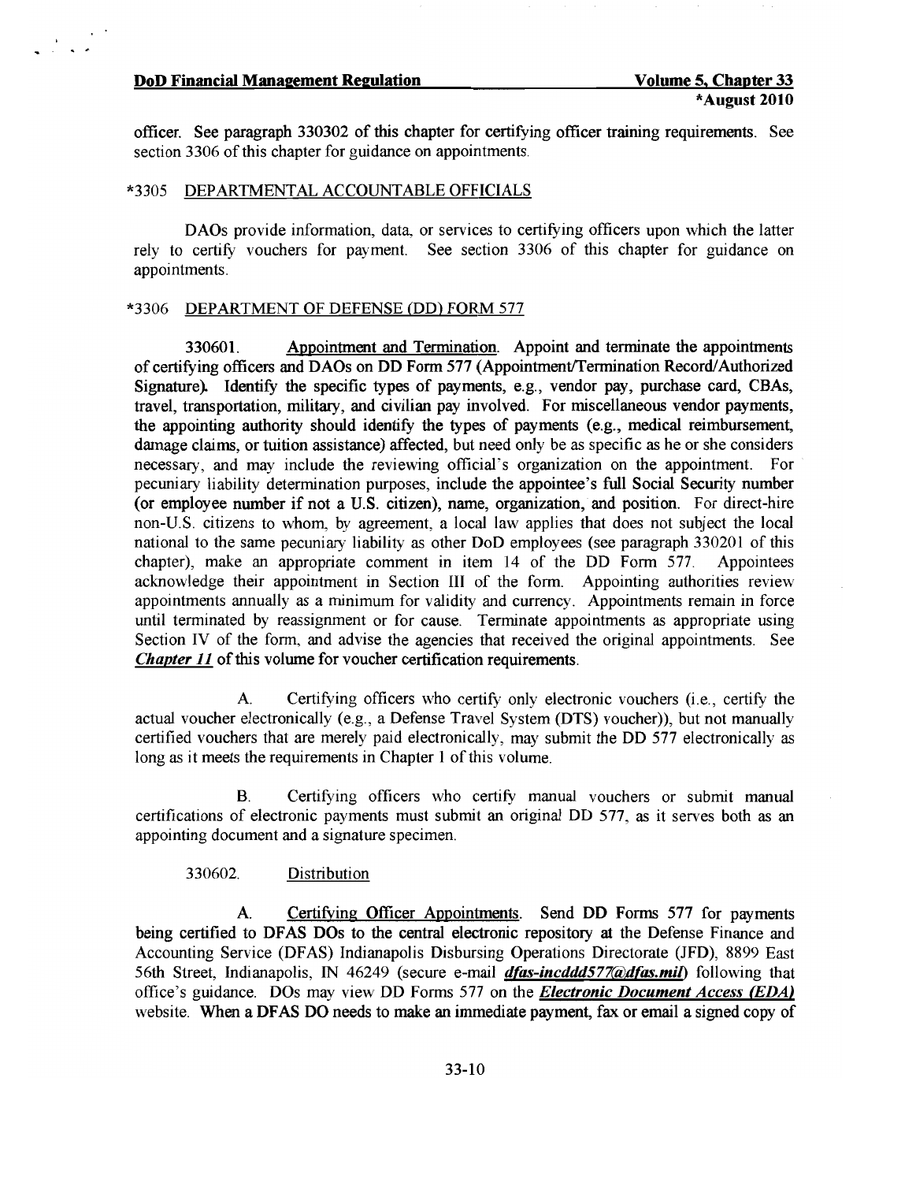officer. See paragraph 330302 of this chapter for certifying officer training requirements. See section 3306 of this chapter for guidance on appointments.

## *3305 DEPARTMENTAL ACCOUNTABLE OFFICIALS

DAOs provide information, data, or services to certifying officers upon which the latter rely to certify vouchers for payment. See section 3306 of this chapter for guidance on appointments.

## *3306 DEPARTMENT OF DEFENSE (DD) FORM 577

330601. Appointment and Termination. Appoint and terminate the appointments of certifying officers and DAOs on DD Form 577 (Appointment/Termination Record/Authorized Signature). Identify the specific types of payments, e.g., vendor pay, purchase card, CBAs, travel, transportation, military, and civilian pay involved. For miscellaneous vendor payments, the appointing authority should identify the types of payments (e.g., medical reimbursement, damage claims, or tuition assistance) affected, but need only be as specific as he or she considers necessary, and may include the reviewing official's organization on the appointment. For pecuniary liability determination purposes, include the appointee's full Social Security number (or employee number if not a U.S. citizen), name, organization, and position. For direct-hire non-U.S. citizens to whom, by agreement, a local law applies that does not subject the local national to the same pecuniary liability as other DoD employees (see paragraph 330201 of this chapter), make an appropriate comment in item 14 of the DD Form 577. Appointees acknowledge their appointment in Section III of the form. Appointing authorities review appointments annually as a minimum for validity and currency. Appointments remain in force until terminated by reassignment or for cause. Terminate appointments as appropriate using Section IV of the form, and advise the agencies that received the original appointments. See ***Chapter 11*** of this volume for voucher certification requirements.

A. Certifying officers who certify only electronic vouchers (i.e., certify the actual voucher electronically (e.g., a Defense Travel System (DTS) voucher)), but not manually certified vouchers that are merely paid electronically, may submit the DD 577 electronically as long as it meets the requirements in Chapter 1 of this volume.

B. Certifying officers who certify manual vouchers or submit manual certifications of electronic payments must submit an original DD 577, as it serves both as an appointing document and a signature specimen.

330602. Distribution

A. Certifying Officer Appointments. Send DD Forms 577 for payments being certified to DFAS DOs to the central electronic repository at the Defense Finance and Accounting Service (DFAS) Indianapolis Disbursing Operations Directorate (JFD), 8899 East 56th Street, Indianapolis, IN 46249 (secure e-mail ***dfas-incddd577@dfas.mil***) following that office's guidance. DOs may view DD Forms 577 on the ***Electronic Document Access (EDA)*** website. When a DFAS DO needs to make an immediate payment, fax or email a signed copy of